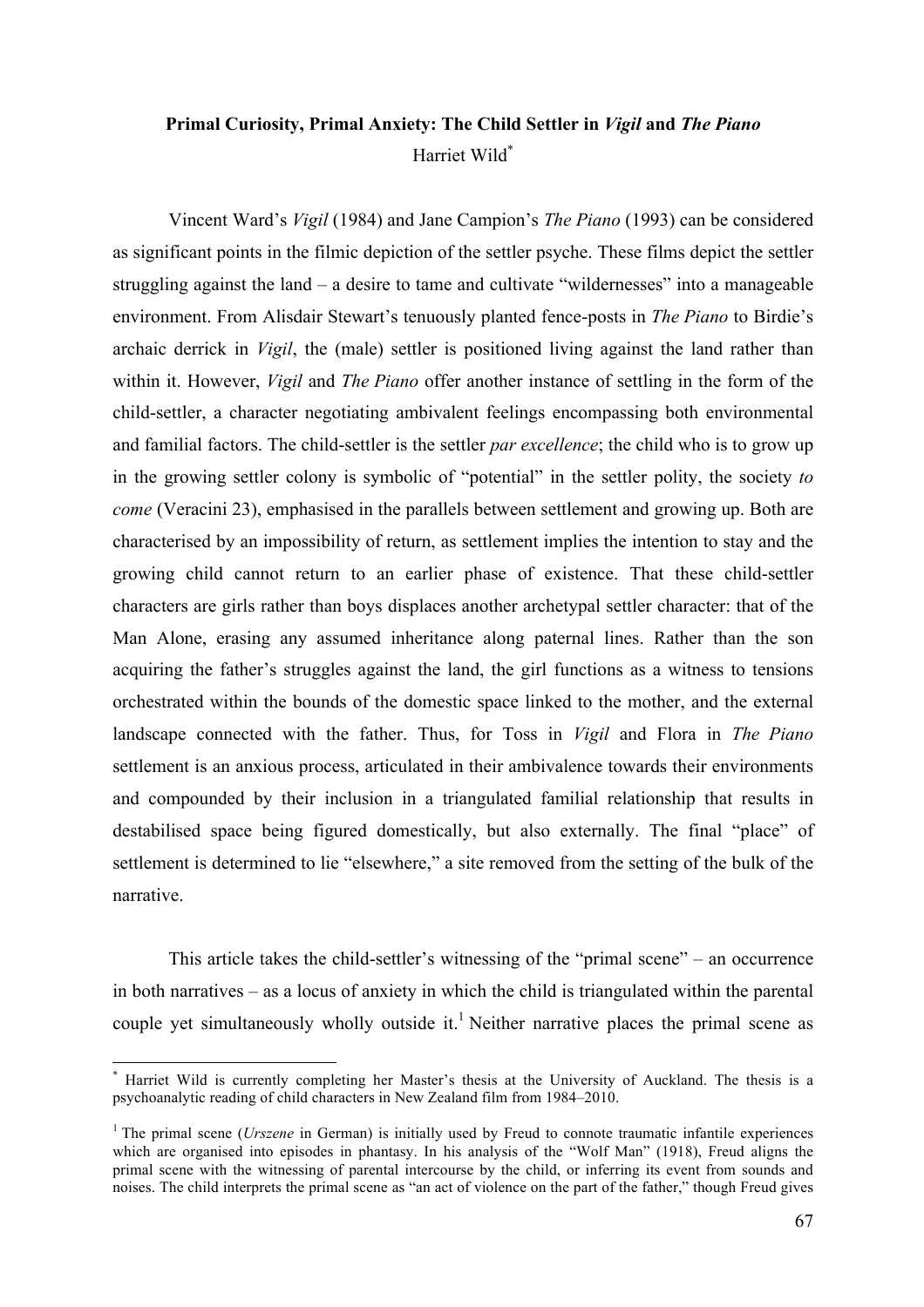**Primal Curiosity, Primal Anxiety: The Child Settler in *Vigil* and *The Piano***

Harriet Wild[*]

Vincent Ward's *Vigil* (1984) and Jane Campion's *The Piano* (1993) can be considered as significant points in the filmic depiction of the settler psyche. These films depict the settler struggling against the land – a desire to tame and cultivate "wildernesses" into a manageable environment. From Alisdair Stewart's tenuously planted fence-posts in *The Piano* to Birdie's archaic derrick in *Vigil*, the (male) settler is positioned living against the land rather than within it. However, *Vigil* and *The Piano* offer another instance of settling in the form of the child-settler, a character negotiating ambivalent feelings encompassing both environmental and familial factors. The child-settler is the settler *par excellence*; the child who is to grow up in the growing settler colony is symbolic of "potential" in the settler polity, the society *to come* (Veracini 23), emphasised in the parallels between settlement and growing up. Both are characterised by an impossibility of return, as settlement implies the intention to stay and the growing child cannot return to an earlier phase of existence. That these child-settler characters are girls rather than boys displaces another archetypal settler character: that of the Man Alone, erasing any assumed inheritance along paternal lines. Rather than the son acquiring the father's struggles against the land, the girl functions as a witness to tensions orchestrated within the bounds of the domestic space linked to the mother, and the external landscape connected with the father. Thus, for Toss in *Vigil* and Flora in *The Piano* settlement is an anxious process, articulated in their ambivalence towards their environments and compounded by their inclusion in a triangulated familial relationship that results in destabilised space being figured domestically, but also externally. The final "place" of settlement is determined to lie "elsewhere," a site removed from the setting of the bulk of the narrative.

This article takes the child-settler's witnessing of the "primal scene" – an occurrence in both narratives – as a locus of anxiety in which the child is triangulated within the parental couple yet simultaneously wholly outside it.[1] Neither narrative places the primal scene as

---

[*] Harriet Wild is currently completing her Master's thesis at the University of Auckland. The thesis is a psychoanalytic reading of child characters in New Zealand film from 1984–2010.

[1] The primal scene (*Urszene* in German) is initially used by Freud to connote traumatic infantile experiences which are organised into episodes in phantasy. In his analysis of the "Wolf Man" (1918), Freud aligns the primal scene with the witnessing of parental intercourse by the child, or inferring its event from sounds and noises. The child interprets the primal scene as "an act of violence on the part of the father," though Freud gives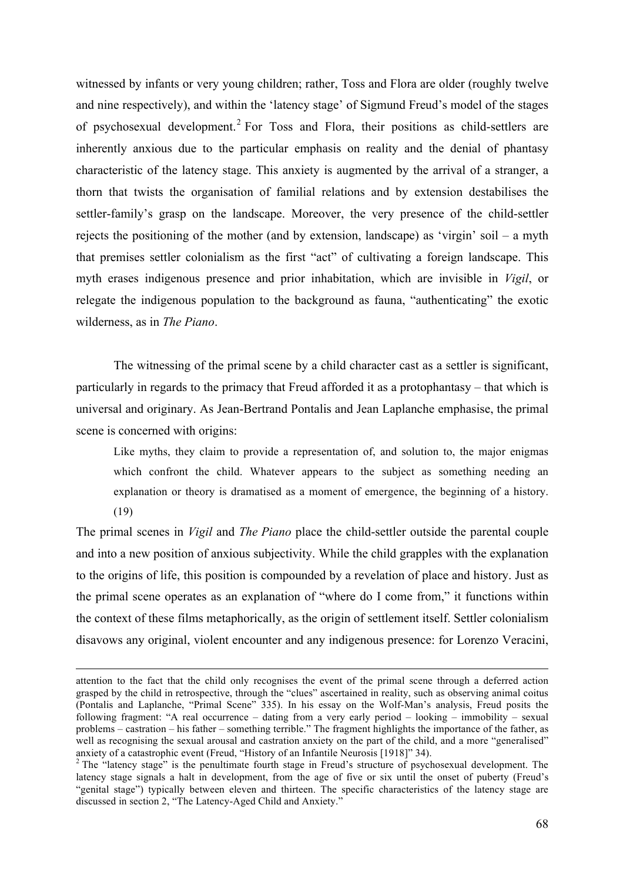witnessed by infants or very young children; rather, Toss and Flora are older (roughly twelve and nine respectively), and within the 'latency stage' of Sigmund Freud's model of the stages of psychosexual development.[2] For Toss and Flora, their positions as child-settlers are inherently anxious due to the particular emphasis on reality and the denial of phantasy characteristic of the latency stage. This anxiety is augmented by the arrival of a stranger, a thorn that twists the organisation of familial relations and by extension destabilises the settler-family's grasp on the landscape. Moreover, the very presence of the child-settler rejects the positioning of the mother (and by extension, landscape) as 'virgin' soil – a myth that premises settler colonialism as the first "act" of cultivating a foreign landscape. This myth erases indigenous presence and prior inhabitation, which are invisible in *Vigil*, or relegate the indigenous population to the background as fauna, "authenticating" the exotic wilderness, as in *The Piano*.

The witnessing of the primal scene by a child character cast as a settler is significant, particularly in regards to the primacy that Freud afforded it as a protophantasy – that which is universal and originary. As Jean-Bertrand Pontalis and Jean Laplanche emphasise, the primal scene is concerned with origins:

> Like myths, they claim to provide a representation of, and solution to, the major enigmas which confront the child. Whatever appears to the subject as something needing an explanation or theory is dramatised as a moment of emergence, the beginning of a history. (19)

The primal scenes in *Vigil* and *The Piano* place the child-settler outside the parental couple and into a new position of anxious subjectivity. While the child grapples with the explanation to the origins of life, this position is compounded by a revelation of place and history. Just as the primal scene operates as an explanation of "where do I come from," it functions within the context of these films metaphorically, as the origin of settlement itself. Settler colonialism disavows any original, violent encounter and any indigenous presence: for Lorenzo Veracini,

---

attention to the fact that the child only recognises the event of the primal scene through a deferred action grasped by the child in retrospective, through the "clues" ascertained in reality, such as observing animal coitus (Pontalis and Laplanche, "Primal Scene" 335). In his essay on the Wolf-Man's analysis, Freud posits the following fragment: "A real occurrence – dating from a very early period – looking – immobility – sexual problems – castration – his father – something terrible." The fragment highlights the importance of the father, as well as recognising the sexual arousal and castration anxiety on the part of the child, and a more "generalised" anxiety of a catastrophic event (Freud, "History of an Infantile Neurosis [1918]" 34).

[2] The "latency stage" is the penultimate fourth stage in Freud's structure of psychosexual development. The latency stage signals a halt in development, from the age of five or six until the onset of puberty (Freud's "genital stage") typically between eleven and thirteen. The specific characteristics of the latency stage are discussed in section 2, "The Latency-Aged Child and Anxiety."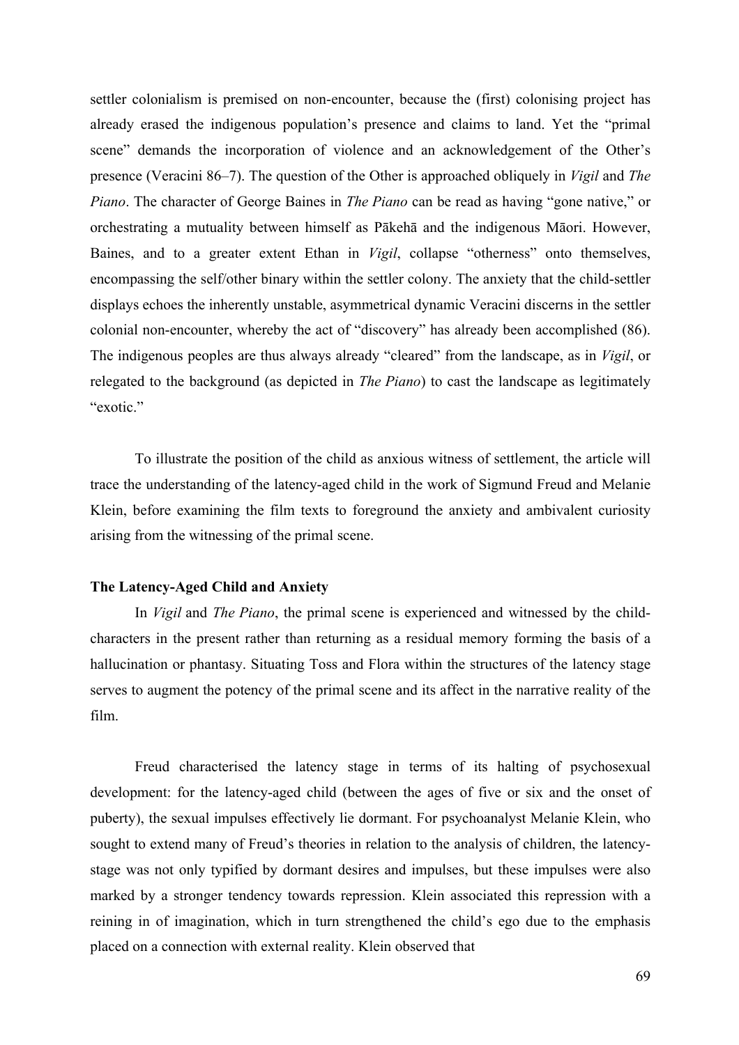settler colonialism is premised on non-encounter, because the (first) colonising project has already erased the indigenous population's presence and claims to land. Yet the "primal scene" demands the incorporation of violence and an acknowledgement of the Other's presence (Veracini 86–7). The question of the Other is approached obliquely in *Vigil* and *The Piano*. The character of George Baines in *The Piano* can be read as having "gone native," or orchestrating a mutuality between himself as Pākehā and the indigenous Māori. However, Baines, and to a greater extent Ethan in *Vigil*, collapse "otherness" onto themselves, encompassing the self/other binary within the settler colony. The anxiety that the child-settler displays echoes the inherently unstable, asymmetrical dynamic Veracini discerns in the settler colonial non-encounter, whereby the act of "discovery" has already been accomplished (86). The indigenous peoples are thus always already "cleared" from the landscape, as in *Vigil*, or relegated to the background (as depicted in *The Piano*) to cast the landscape as legitimately "exotic."

To illustrate the position of the child as anxious witness of settlement, the article will trace the understanding of the latency-aged child in the work of Sigmund Freud and Melanie Klein, before examining the film texts to foreground the anxiety and ambivalent curiosity arising from the witnessing of the primal scene.

**The Latency-Aged Child and Anxiety**

In *Vigil* and *The Piano*, the primal scene is experienced and witnessed by the child-characters in the present rather than returning as a residual memory forming the basis of a hallucination or phantasy. Situating Toss and Flora within the structures of the latency stage serves to augment the potency of the primal scene and its affect in the narrative reality of the film.

Freud characterised the latency stage in terms of its halting of psychosexual development: for the latency-aged child (between the ages of five or six and the onset of puberty), the sexual impulses effectively lie dormant. For psychoanalyst Melanie Klein, who sought to extend many of Freud's theories in relation to the analysis of children, the latency-stage was not only typified by dormant desires and impulses, but these impulses were also marked by a stronger tendency towards repression. Klein associated this repression with a reining in of imagination, which in turn strengthened the child's ego due to the emphasis placed on a connection with external reality. Klein observed that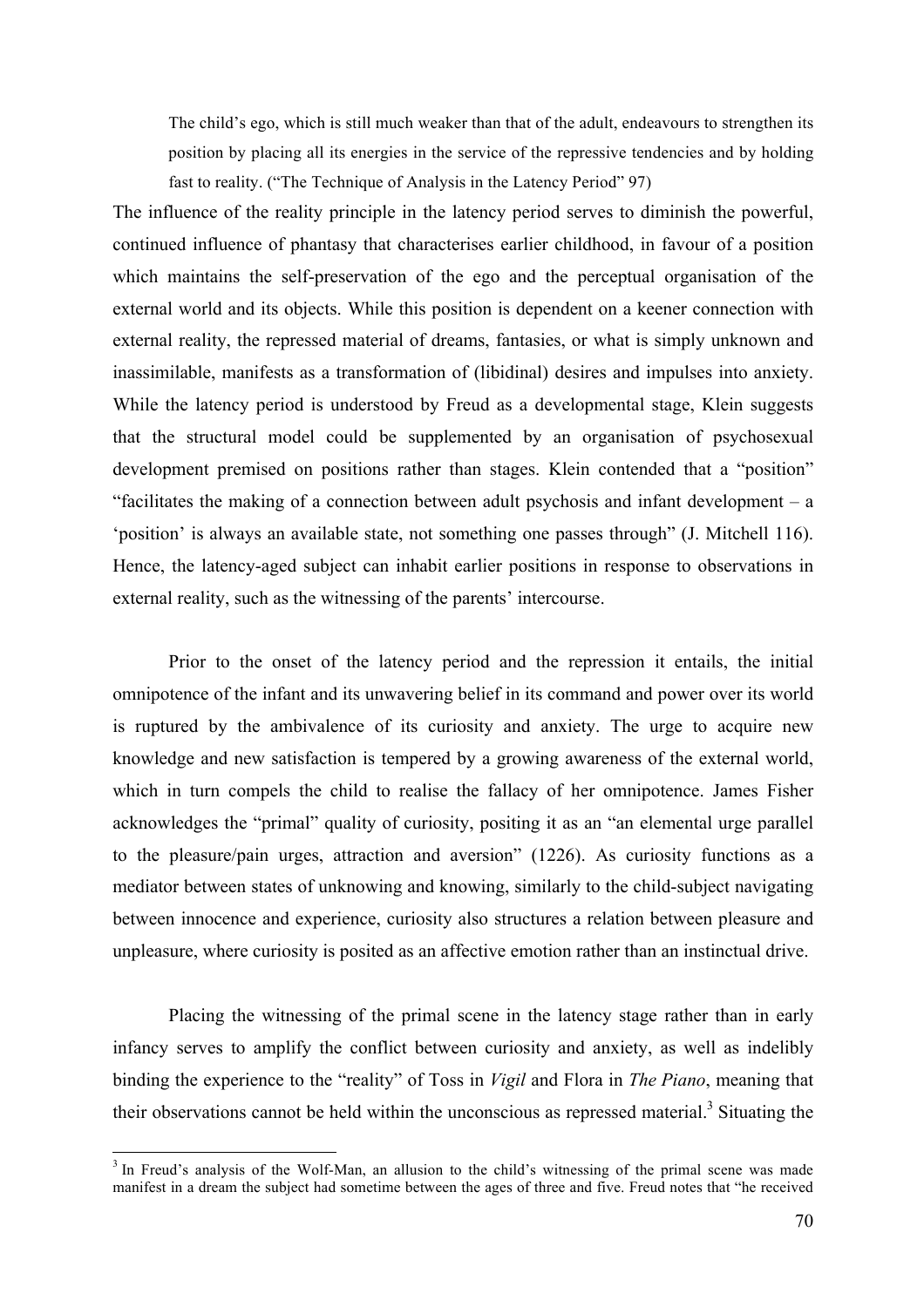> The child's ego, which is still much weaker than that of the adult, endeavours to strengthen its position by placing all its energies in the service of the repressive tendencies and by holding fast to reality. ("The Technique of Analysis in the Latency Period" 97)

The influence of the reality principle in the latency period serves to diminish the powerful, continued influence of phantasy that characterises earlier childhood, in favour of a position which maintains the self-preservation of the ego and the perceptual organisation of the external world and its objects. While this position is dependent on a keener connection with external reality, the repressed material of dreams, fantasies, or what is simply unknown and inassimilable, manifests as a transformation of (libidinal) desires and impulses into anxiety. While the latency period is understood by Freud as a developmental stage, Klein suggests that the structural model could be supplemented by an organisation of psychosexual development premised on positions rather than stages. Klein contended that a "position" "facilitates the making of a connection between adult psychosis and infant development – a 'position' is always an available state, not something one passes through" (J. Mitchell 116). Hence, the latency-aged subject can inhabit earlier positions in response to observations in external reality, such as the witnessing of the parents' intercourse.

Prior to the onset of the latency period and the repression it entails, the initial omnipotence of the infant and its unwavering belief in its command and power over its world is ruptured by the ambivalence of its curiosity and anxiety. The urge to acquire new knowledge and new satisfaction is tempered by a growing awareness of the external world, which in turn compels the child to realise the fallacy of her omnipotence. James Fisher acknowledges the "primal" quality of curiosity, positing it as an "an elemental urge parallel to the pleasure/pain urges, attraction and aversion" (1226). As curiosity functions as a mediator between states of unknowing and knowing, similarly to the child-subject navigating between innocence and experience, curiosity also structures a relation between pleasure and unpleasure, where curiosity is posited as an affective emotion rather than an instinctual drive.

Placing the witnessing of the primal scene in the latency stage rather than in early infancy serves to amplify the conflict between curiosity and anxiety, as well as indelibly binding the experience to the "reality" of Toss in *Vigil* and Flora in *The Piano*, meaning that their observations cannot be held within the unconscious as repressed material.[3] Situating the

[3] In Freud's analysis of the Wolf-Man, an allusion to the child's witnessing of the primal scene was made manifest in a dream the subject had sometime between the ages of three and five. Freud notes that "he received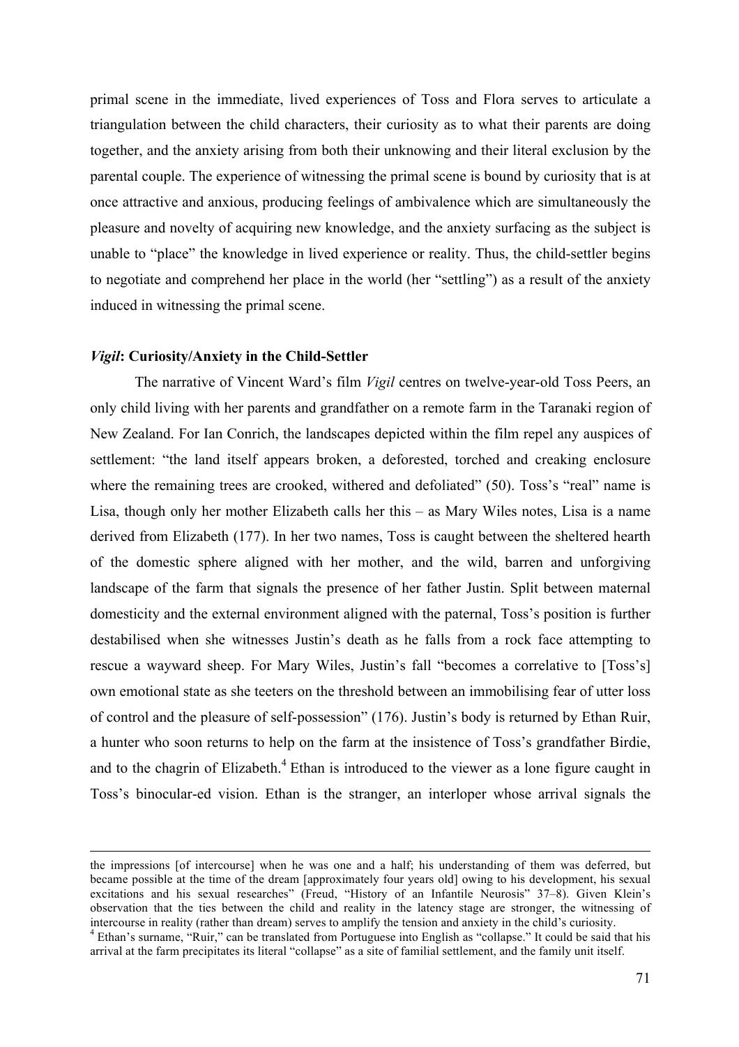primal scene in the immediate, lived experiences of Toss and Flora serves to articulate a triangulation between the child characters, their curiosity as to what their parents are doing together, and the anxiety arising from both their unknowing and their literal exclusion by the parental couple. The experience of witnessing the primal scene is bound by curiosity that is at once attractive and anxious, producing feelings of ambivalence which are simultaneously the pleasure and novelty of acquiring new knowledge, and the anxiety surfacing as the subject is unable to "place" the knowledge in lived experience or reality. Thus, the child-settler begins to negotiate and comprehend her place in the world (her "settling") as a result of the anxiety induced in witnessing the primal scene.

### *Vigil*: Curiosity/Anxiety in the Child-Settler

The narrative of Vincent Ward's film *Vigil* centres on twelve-year-old Toss Peers, an only child living with her parents and grandfather on a remote farm in the Taranaki region of New Zealand. For Ian Conrich, the landscapes depicted within the film repel any auspices of settlement: "the land itself appears broken, a deforested, torched and creaking enclosure where the remaining trees are crooked, withered and defoliated" (50). Toss's "real" name is Lisa, though only her mother Elizabeth calls her this – as Mary Wiles notes, Lisa is a name derived from Elizabeth (177). In her two names, Toss is caught between the sheltered hearth of the domestic sphere aligned with her mother, and the wild, barren and unforgiving landscape of the farm that signals the presence of her father Justin. Split between maternal domesticity and the external environment aligned with the paternal, Toss's position is further destabilised when she witnesses Justin's death as he falls from a rock face attempting to rescue a wayward sheep. For Mary Wiles, Justin's fall "becomes a correlative to [Toss's] own emotional state as she teeters on the threshold between an immobilising fear of utter loss of control and the pleasure of self-possession" (176). Justin's body is returned by Ethan Ruir, a hunter who soon returns to help on the farm at the insistence of Toss's grandfather Birdie, and to the chagrin of Elizabeth.[4] Ethan is introduced to the viewer as a lone figure caught in Toss's binocular-ed vision. Ethan is the stranger, an interloper whose arrival signals the

---

the impressions [of intercourse] when he was one and a half; his understanding of them was deferred, but became possible at the time of the dream [approximately four years old] owing to his development, his sexual excitations and his sexual researches" (Freud, "History of an Infantile Neurosis" 37–8). Given Klein's observation that the ties between the child and reality in the latency stage are stronger, the witnessing of intercourse in reality (rather than dream) serves to amplify the tension and anxiety in the child's curiosity.

[4] Ethan's surname, "Ruir," can be translated from Portuguese into English as "collapse." It could be said that his arrival at the farm precipitates its literal "collapse" as a site of familial settlement, and the family unit itself.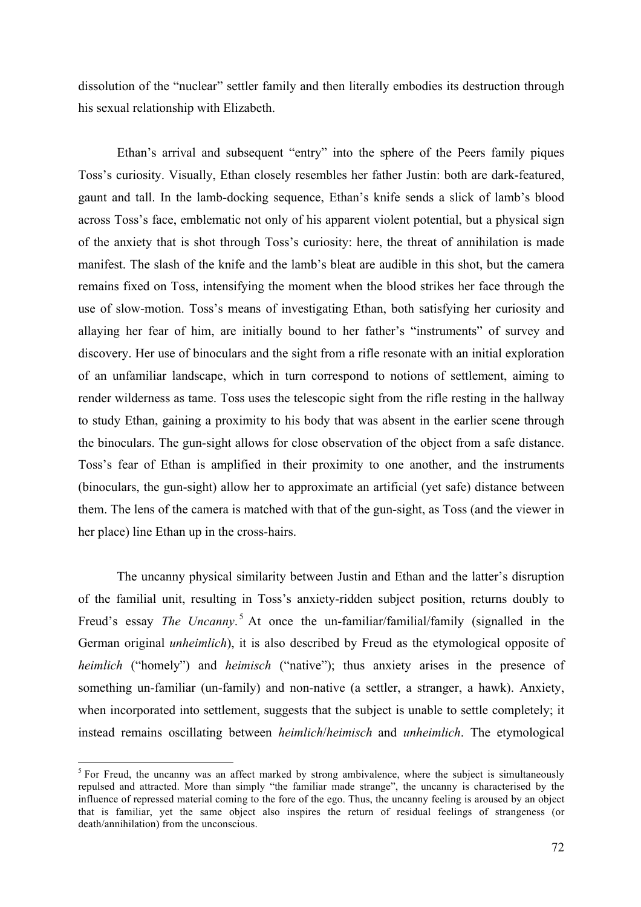dissolution of the "nuclear" settler family and then literally embodies its destruction through his sexual relationship with Elizabeth.

Ethan's arrival and subsequent "entry" into the sphere of the Peers family piques Toss's curiosity. Visually, Ethan closely resembles her father Justin: both are dark-featured, gaunt and tall. In the lamb-docking sequence, Ethan's knife sends a slick of lamb's blood across Toss's face, emblematic not only of his apparent violent potential, but a physical sign of the anxiety that is shot through Toss's curiosity: here, the threat of annihilation is made manifest. The slash of the knife and the lamb's bleat are audible in this shot, but the camera remains fixed on Toss, intensifying the moment when the blood strikes her face through the use of slow-motion. Toss's means of investigating Ethan, both satisfying her curiosity and allaying her fear of him, are initially bound to her father's "instruments" of survey and discovery. Her use of binoculars and the sight from a rifle resonate with an initial exploration of an unfamiliar landscape, which in turn correspond to notions of settlement, aiming to render wilderness as tame. Toss uses the telescopic sight from the rifle resting in the hallway to study Ethan, gaining a proximity to his body that was absent in the earlier scene through the binoculars. The gun-sight allows for close observation of the object from a safe distance. Toss's fear of Ethan is amplified in their proximity to one another, and the instruments (binoculars, the gun-sight) allow her to approximate an artificial (yet safe) distance between them. The lens of the camera is matched with that of the gun-sight, as Toss (and the viewer in her place) line Ethan up in the cross-hairs.

The uncanny physical similarity between Justin and Ethan and the latter's disruption of the familial unit, resulting in Toss's anxiety-ridden subject position, returns doubly to Freud's essay *The Uncanny*.[5] At once the un-familiar/familial/family (signalled in the German original *unheimlich*), it is also described by Freud as the etymological opposite of *heimlich* ("homely") and *heimisch* ("native"); thus anxiety arises in the presence of something un-familiar (un-family) and non-native (a settler, a stranger, a hawk). Anxiety, when incorporated into settlement, suggests that the subject is unable to settle completely; it instead remains oscillating between *heimlich*/*heimisch* and *unheimlich*. The etymological

[5] For Freud, the uncanny was an affect marked by strong ambivalence, where the subject is simultaneously repulsed and attracted. More than simply "the familiar made strange", the uncanny is characterised by the influence of repressed material coming to the fore of the ego. Thus, the uncanny feeling is aroused by an object that is familiar, yet the same object also inspires the return of residual feelings of strangeness (or death/annihilation) from the unconscious.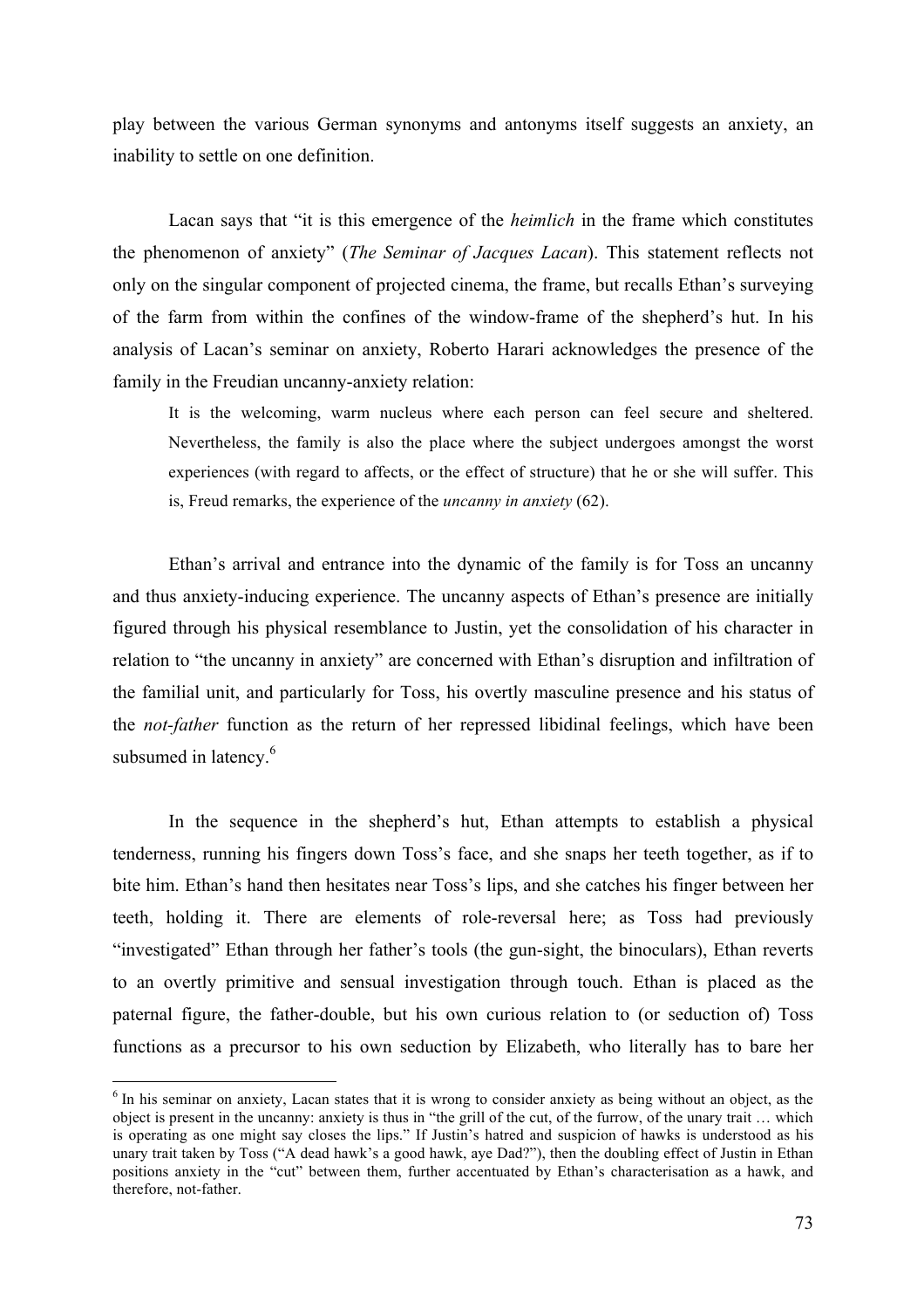play between the various German synonyms and antonyms itself suggests an anxiety, an inability to settle on one definition.

Lacan says that "it is this emergence of the *heimlich* in the frame which constitutes the phenomenon of anxiety" (*The Seminar of Jacques Lacan*). This statement reflects not only on the singular component of projected cinema, the frame, but recalls Ethan's surveying of the farm from within the confines of the window-frame of the shepherd's hut. In his analysis of Lacan's seminar on anxiety, Roberto Harari acknowledges the presence of the family in the Freudian uncanny-anxiety relation:

> It is the welcoming, warm nucleus where each person can feel secure and sheltered. Nevertheless, the family is also the place where the subject undergoes amongst the worst experiences (with regard to affects, or the effect of structure) that he or she will suffer. This is, Freud remarks, the experience of the *uncanny in anxiety* (62).

Ethan's arrival and entrance into the dynamic of the family is for Toss an uncanny and thus anxiety-inducing experience. The uncanny aspects of Ethan's presence are initially figured through his physical resemblance to Justin, yet the consolidation of his character in relation to "the uncanny in anxiety" are concerned with Ethan's disruption and infiltration of the familial unit, and particularly for Toss, his overtly masculine presence and his status of the *not-father* function as the return of her repressed libidinal feelings, which have been subsumed in latency.[6]

In the sequence in the shepherd's hut, Ethan attempts to establish a physical tenderness, running his fingers down Toss's face, and she snaps her teeth together, as if to bite him. Ethan's hand then hesitates near Toss's lips, and she catches his finger between her teeth, holding it. There are elements of role-reversal here; as Toss had previously "investigated" Ethan through her father's tools (the gun-sight, the binoculars), Ethan reverts to an overtly primitive and sensual investigation through touch. Ethan is placed as the paternal figure, the father-double, but his own curious relation to (or seduction of) Toss functions as a precursor to his own seduction by Elizabeth, who literally has to bare her

---

[6] In his seminar on anxiety, Lacan states that it is wrong to consider anxiety as being without an object, as the object is present in the uncanny: anxiety is thus in "the grill of the cut, of the furrow, of the unary trait … which is operating as one might say closes the lips." If Justin's hatred and suspicion of hawks is understood as his unary trait taken by Toss ("A dead hawk's a good hawk, aye Dad?"), then the doubling effect of Justin in Ethan positions anxiety in the "cut" between them, further accentuated by Ethan's characterisation as a hawk, and therefore, not-father.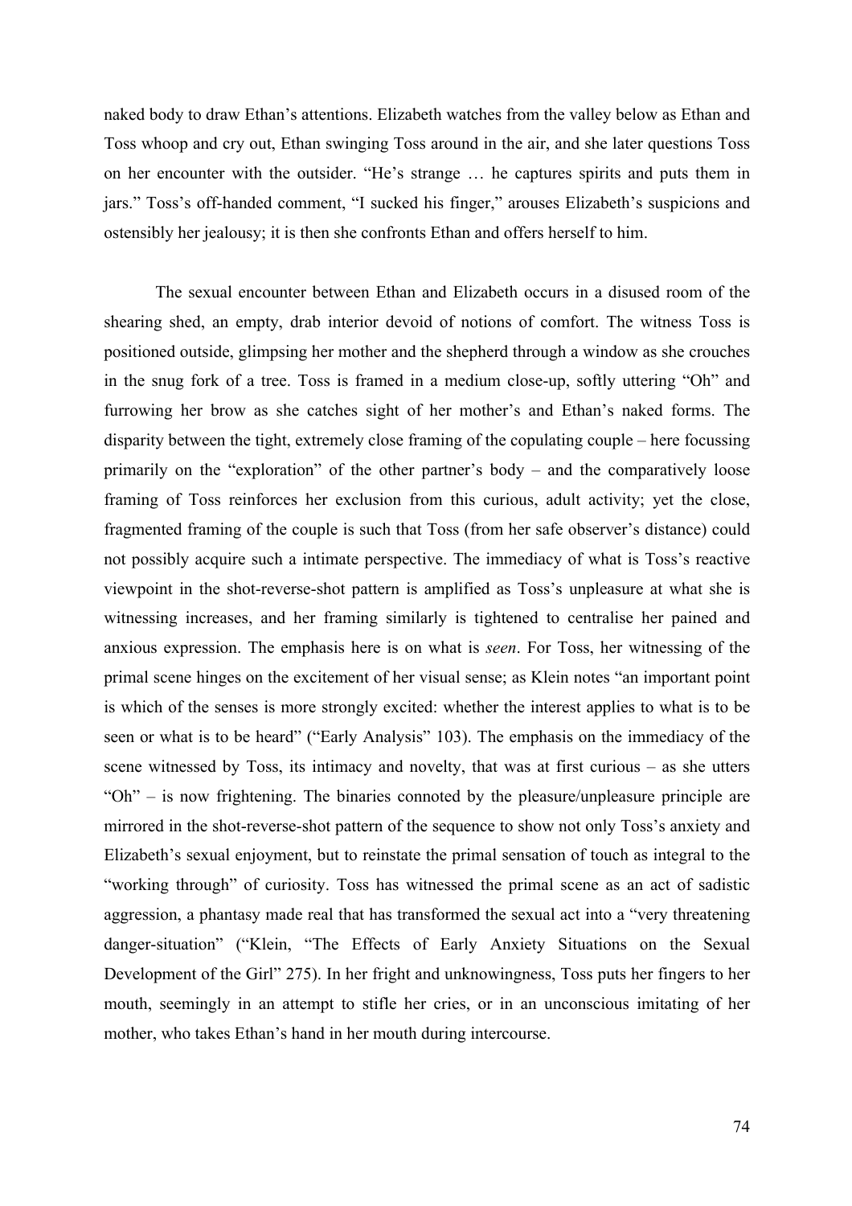naked body to draw Ethan's attentions. Elizabeth watches from the valley below as Ethan and Toss whoop and cry out, Ethan swinging Toss around in the air, and she later questions Toss on her encounter with the outsider. "He's strange … he captures spirits and puts them in jars." Toss's off-handed comment, "I sucked his finger," arouses Elizabeth's suspicions and ostensibly her jealousy; it is then she confronts Ethan and offers herself to him.

The sexual encounter between Ethan and Elizabeth occurs in a disused room of the shearing shed, an empty, drab interior devoid of notions of comfort. The witness Toss is positioned outside, glimpsing her mother and the shepherd through a window as she crouches in the snug fork of a tree. Toss is framed in a medium close-up, softly uttering "Oh" and furrowing her brow as she catches sight of her mother's and Ethan's naked forms. The disparity between the tight, extremely close framing of the copulating couple – here focussing primarily on the "exploration" of the other partner's body – and the comparatively loose framing of Toss reinforces her exclusion from this curious, adult activity; yet the close, fragmented framing of the couple is such that Toss (from her safe observer's distance) could not possibly acquire such a intimate perspective. The immediacy of what is Toss's reactive viewpoint in the shot-reverse-shot pattern is amplified as Toss's unpleasure at what she is witnessing increases, and her framing similarly is tightened to centralise her pained and anxious expression. The emphasis here is on what is *seen*. For Toss, her witnessing of the primal scene hinges on the excitement of her visual sense; as Klein notes "an important point is which of the senses is more strongly excited: whether the interest applies to what is to be seen or what is to be heard" ("Early Analysis" 103). The emphasis on the immediacy of the scene witnessed by Toss, its intimacy and novelty, that was at first curious – as she utters "Oh" – is now frightening. The binaries connoted by the pleasure/unpleasure principle are mirrored in the shot-reverse-shot pattern of the sequence to show not only Toss's anxiety and Elizabeth's sexual enjoyment, but to reinstate the primal sensation of touch as integral to the "working through" of curiosity. Toss has witnessed the primal scene as an act of sadistic aggression, a phantasy made real that has transformed the sexual act into a "very threatening danger-situation" ("Klein, "The Effects of Early Anxiety Situations on the Sexual Development of the Girl" 275). In her fright and unknowingness, Toss puts her fingers to her mouth, seemingly in an attempt to stifle her cries, or in an unconscious imitating of her mother, who takes Ethan's hand in her mouth during intercourse.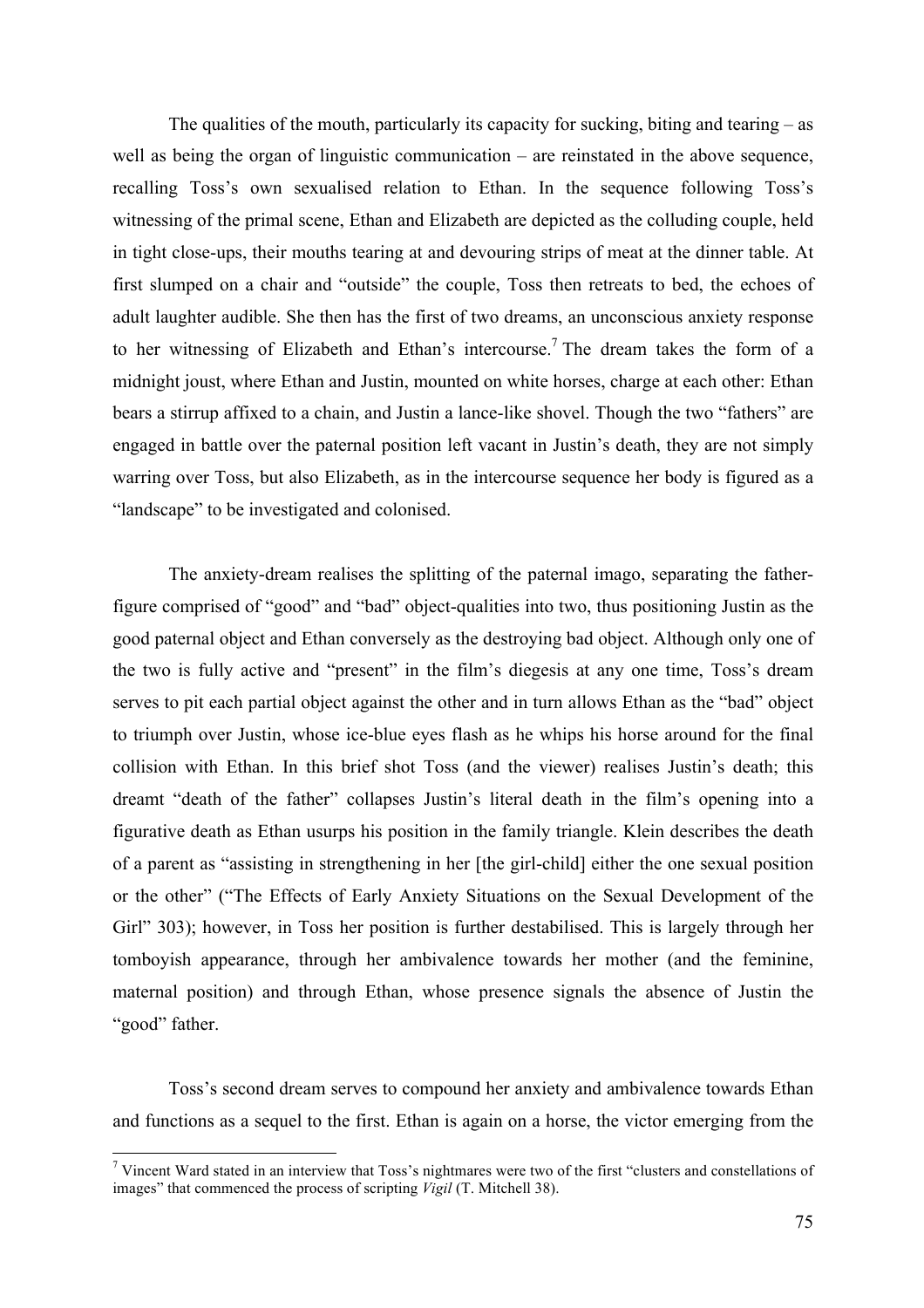The qualities of the mouth, particularly its capacity for sucking, biting and tearing – as well as being the organ of linguistic communication – are reinstated in the above sequence, recalling Toss's own sexualised relation to Ethan. In the sequence following Toss's witnessing of the primal scene, Ethan and Elizabeth are depicted as the colluding couple, held in tight close-ups, their mouths tearing at and devouring strips of meat at the dinner table. At first slumped on a chair and "outside" the couple, Toss then retreats to bed, the echoes of adult laughter audible. She then has the first of two dreams, an unconscious anxiety response to her witnessing of Elizabeth and Ethan's intercourse.[7] The dream takes the form of a midnight joust, where Ethan and Justin, mounted on white horses, charge at each other: Ethan bears a stirrup affixed to a chain, and Justin a lance-like shovel. Though the two "fathers" are engaged in battle over the paternal position left vacant in Justin's death, they are not simply warring over Toss, but also Elizabeth, as in the intercourse sequence her body is figured as a "landscape" to be investigated and colonised.

The anxiety-dream realises the splitting of the paternal imago, separating the father-figure comprised of "good" and "bad" object-qualities into two, thus positioning Justin as the good paternal object and Ethan conversely as the destroying bad object. Although only one of the two is fully active and "present" in the film's diegesis at any one time, Toss's dream serves to pit each partial object against the other and in turn allows Ethan as the "bad" object to triumph over Justin, whose ice-blue eyes flash as he whips his horse around for the final collision with Ethan. In this brief shot Toss (and the viewer) realises Justin's death; this dreamt "death of the father" collapses Justin's literal death in the film's opening into a figurative death as Ethan usurps his position in the family triangle. Klein describes the death of a parent as "assisting in strengthening in her [the girl-child] either the one sexual position or the other" ("The Effects of Early Anxiety Situations on the Sexual Development of the Girl" 303); however, in Toss her position is further destabilised. This is largely through her tomboyish appearance, through her ambivalence towards her mother (and the feminine, maternal position) and through Ethan, whose presence signals the absence of Justin the "good" father.

Toss's second dream serves to compound her anxiety and ambivalence towards Ethan and functions as a sequel to the first. Ethan is again on a horse, the victor emerging from the

---

[7] Vincent Ward stated in an interview that Toss's nightmares were two of the first "clusters and constellations of images" that commenced the process of scripting *Vigil* (T. Mitchell 38).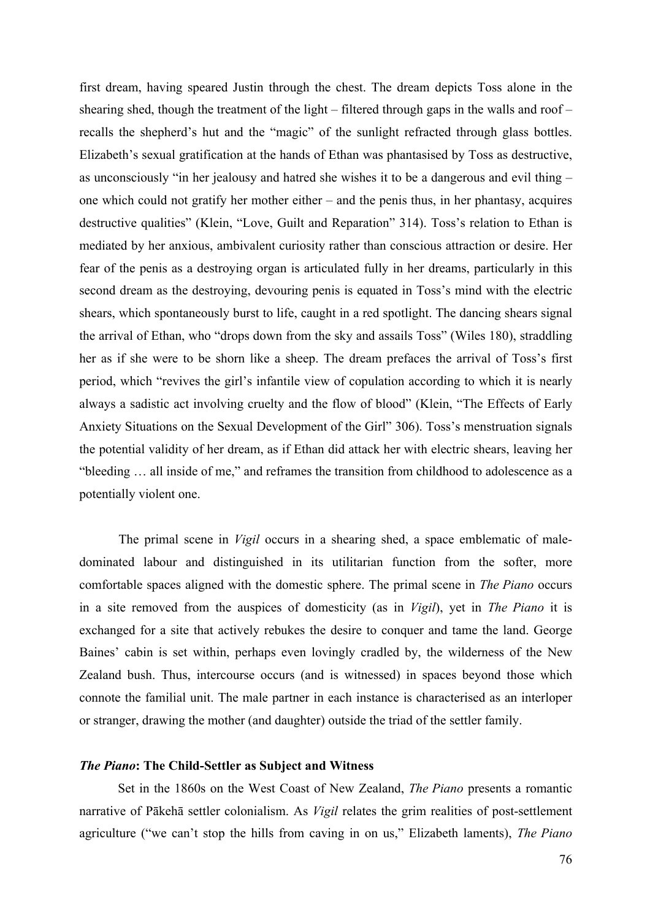first dream, having speared Justin through the chest. The dream depicts Toss alone in the shearing shed, though the treatment of the light – filtered through gaps in the walls and roof – recalls the shepherd's hut and the "magic" of the sunlight refracted through glass bottles. Elizabeth's sexual gratification at the hands of Ethan was phantasised by Toss as destructive, as unconsciously "in her jealousy and hatred she wishes it to be a dangerous and evil thing – one which could not gratify her mother either – and the penis thus, in her phantasy, acquires destructive qualities" (Klein, "Love, Guilt and Reparation" 314). Toss's relation to Ethan is mediated by her anxious, ambivalent curiosity rather than conscious attraction or desire. Her fear of the penis as a destroying organ is articulated fully in her dreams, particularly in this second dream as the destroying, devouring penis is equated in Toss's mind with the electric shears, which spontaneously burst to life, caught in a red spotlight. The dancing shears signal the arrival of Ethan, who "drops down from the sky and assails Toss" (Wiles 180), straddling her as if she were to be shorn like a sheep. The dream prefaces the arrival of Toss's first period, which "revives the girl's infantile view of copulation according to which it is nearly always a sadistic act involving cruelty and the flow of blood" (Klein, "The Effects of Early Anxiety Situations on the Sexual Development of the Girl" 306). Toss's menstruation signals the potential validity of her dream, as if Ethan did attack her with electric shears, leaving her "bleeding … all inside of me," and reframes the transition from childhood to adolescence as a potentially violent one.

The primal scene in *Vigil* occurs in a shearing shed, a space emblematic of male-dominated labour and distinguished in its utilitarian function from the softer, more comfortable spaces aligned with the domestic sphere. The primal scene in *The Piano* occurs in a site removed from the auspices of domesticity (as in *Vigil*), yet in *The Piano* it is exchanged for a site that actively rebukes the desire to conquer and tame the land. George Baines' cabin is set within, perhaps even lovingly cradled by, the wilderness of the New Zealand bush. Thus, intercourse occurs (and is witnessed) in spaces beyond those which connote the familial unit. The male partner in each instance is characterised as an interloper or stranger, drawing the mother (and daughter) outside the triad of the settler family.

### *The Piano*: The Child-Settler as Subject and Witness

Set in the 1860s on the West Coast of New Zealand, *The Piano* presents a romantic narrative of Pākehā settler colonialism. As *Vigil* relates the grim realities of post-settlement agriculture ("we can't stop the hills from caving in on us," Elizabeth laments), *The Piano*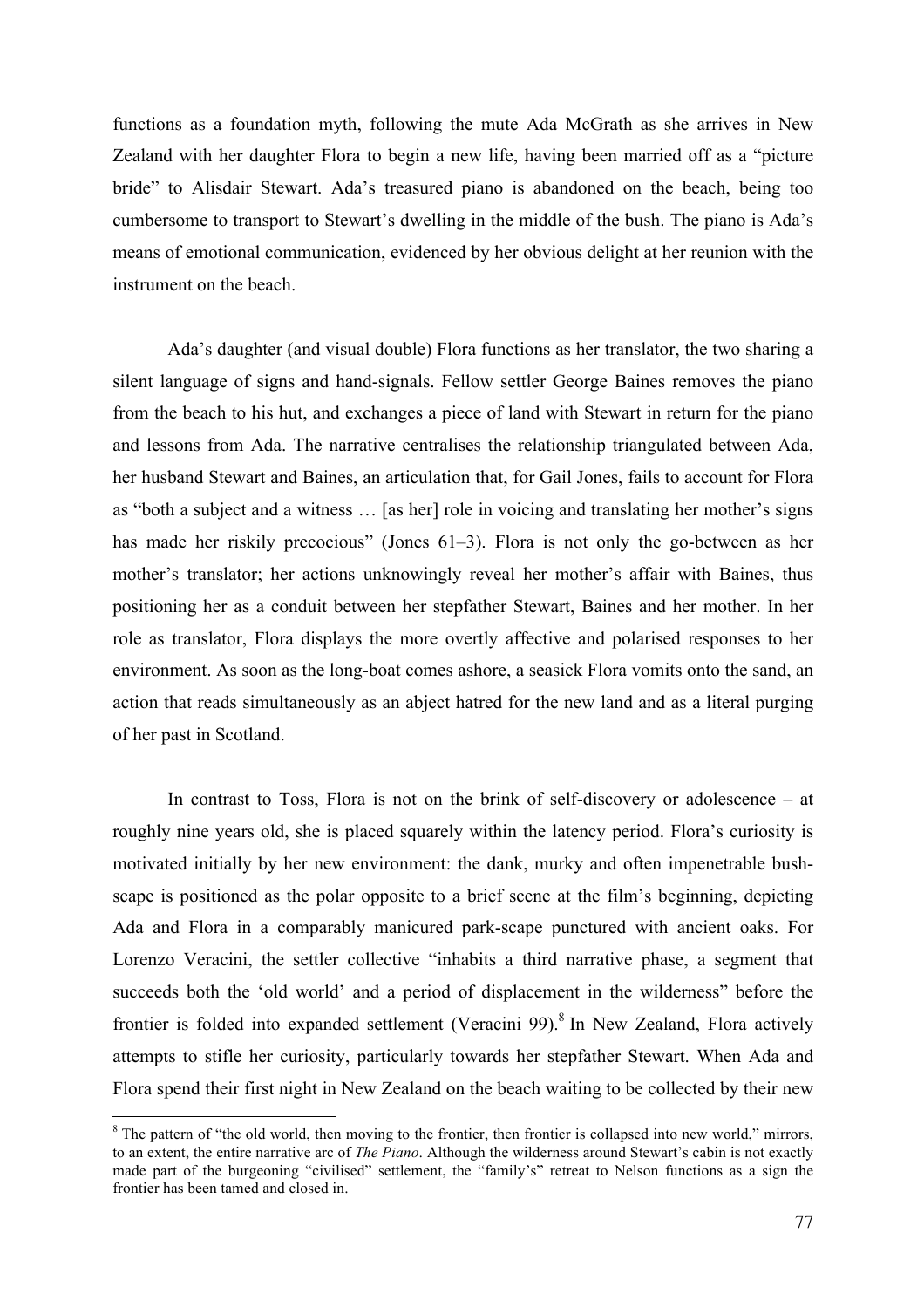functions as a foundation myth, following the mute Ada McGrath as she arrives in New Zealand with her daughter Flora to begin a new life, having been married off as a "picture bride" to Alisdair Stewart. Ada's treasured piano is abandoned on the beach, being too cumbersome to transport to Stewart's dwelling in the middle of the bush. The piano is Ada's means of emotional communication, evidenced by her obvious delight at her reunion with the instrument on the beach.

Ada's daughter (and visual double) Flora functions as her translator, the two sharing a silent language of signs and hand-signals. Fellow settler George Baines removes the piano from the beach to his hut, and exchanges a piece of land with Stewart in return for the piano and lessons from Ada. The narrative centralises the relationship triangulated between Ada, her husband Stewart and Baines, an articulation that, for Gail Jones, fails to account for Flora as "both a subject and a witness … [as her] role in voicing and translating her mother's signs has made her riskily precocious" (Jones 61–3). Flora is not only the go-between as her mother's translator; her actions unknowingly reveal her mother's affair with Baines, thus positioning her as a conduit between her stepfather Stewart, Baines and her mother. In her role as translator, Flora displays the more overtly affective and polarised responses to her environment. As soon as the long-boat comes ashore, a seasick Flora vomits onto the sand, an action that reads simultaneously as an abject hatred for the new land and as a literal purging of her past in Scotland.

In contrast to Toss, Flora is not on the brink of self-discovery or adolescence – at roughly nine years old, she is placed squarely within the latency period. Flora's curiosity is motivated initially by her new environment: the dank, murky and often impenetrable bush-scape is positioned as the polar opposite to a brief scene at the film's beginning, depicting Ada and Flora in a comparably manicured park-scape punctured with ancient oaks. For Lorenzo Veracini, the settler collective "inhabits a third narrative phase, a segment that succeeds both the 'old world' and a period of displacement in the wilderness" before the frontier is folded into expanded settlement (Veracini 99).[8] In New Zealand, Flora actively attempts to stifle her curiosity, particularly towards her stepfather Stewart. When Ada and Flora spend their first night in New Zealand on the beach waiting to be collected by their new

---

[8] The pattern of "the old world, then moving to the frontier, then frontier is collapsed into new world," mirrors, to an extent, the entire narrative arc of *The Piano*. Although the wilderness around Stewart's cabin is not exactly made part of the burgeoning "civilised" settlement, the "family's" retreat to Nelson functions as a sign the frontier has been tamed and closed in.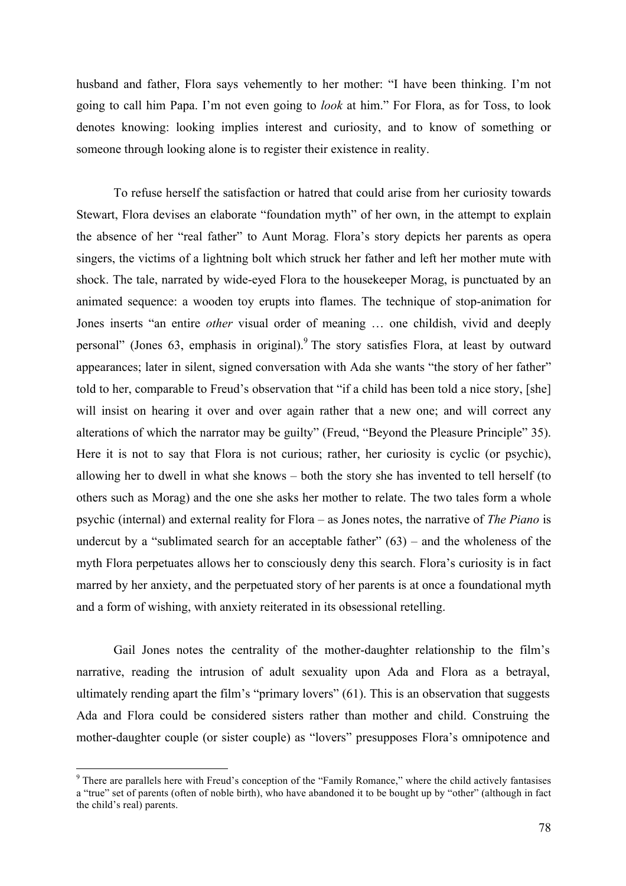husband and father, Flora says vehemently to her mother: "I have been thinking. I'm not going to call him Papa. I'm not even going to *look* at him." For Flora, as for Toss, to look denotes knowing: looking implies interest and curiosity, and to know of something or someone through looking alone is to register their existence in reality.

To refuse herself the satisfaction or hatred that could arise from her curiosity towards Stewart, Flora devises an elaborate "foundation myth" of her own, in the attempt to explain the absence of her "real father" to Aunt Morag. Flora's story depicts her parents as opera singers, the victims of a lightning bolt which struck her father and left her mother mute with shock. The tale, narrated by wide-eyed Flora to the housekeeper Morag, is punctuated by an animated sequence: a wooden toy erupts into flames. The technique of stop-animation for Jones inserts "an entire *other* visual order of meaning … one childish, vivid and deeply personal" (Jones 63, emphasis in original).[9] The story satisfies Flora, at least by outward appearances; later in silent, signed conversation with Ada she wants "the story of her father" told to her, comparable to Freud's observation that "if a child has been told a nice story, [she] will insist on hearing it over and over again rather that a new one; and will correct any alterations of which the narrator may be guilty" (Freud, "Beyond the Pleasure Principle" 35). Here it is not to say that Flora is not curious; rather, her curiosity is cyclic (or psychic), allowing her to dwell in what she knows – both the story she has invented to tell herself (to others such as Morag) and the one she asks her mother to relate. The two tales form a whole psychic (internal) and external reality for Flora – as Jones notes, the narrative of *The Piano* is undercut by a "sublimated search for an acceptable father" (63) – and the wholeness of the myth Flora perpetuates allows her to consciously deny this search. Flora's curiosity is in fact marred by her anxiety, and the perpetuated story of her parents is at once a foundational myth and a form of wishing, with anxiety reiterated in its obsessional retelling.

Gail Jones notes the centrality of the mother-daughter relationship to the film's narrative, reading the intrusion of adult sexuality upon Ada and Flora as a betrayal, ultimately rending apart the film's "primary lovers" (61). This is an observation that suggests Ada and Flora could be considered sisters rather than mother and child. Construing the mother-daughter couple (or sister couple) as "lovers" presupposes Flora's omnipotence and

[9] There are parallels here with Freud's conception of the "Family Romance," where the child actively fantasises a "true" set of parents (often of noble birth), who have abandoned it to be bought up by "other" (although in fact the child's real) parents.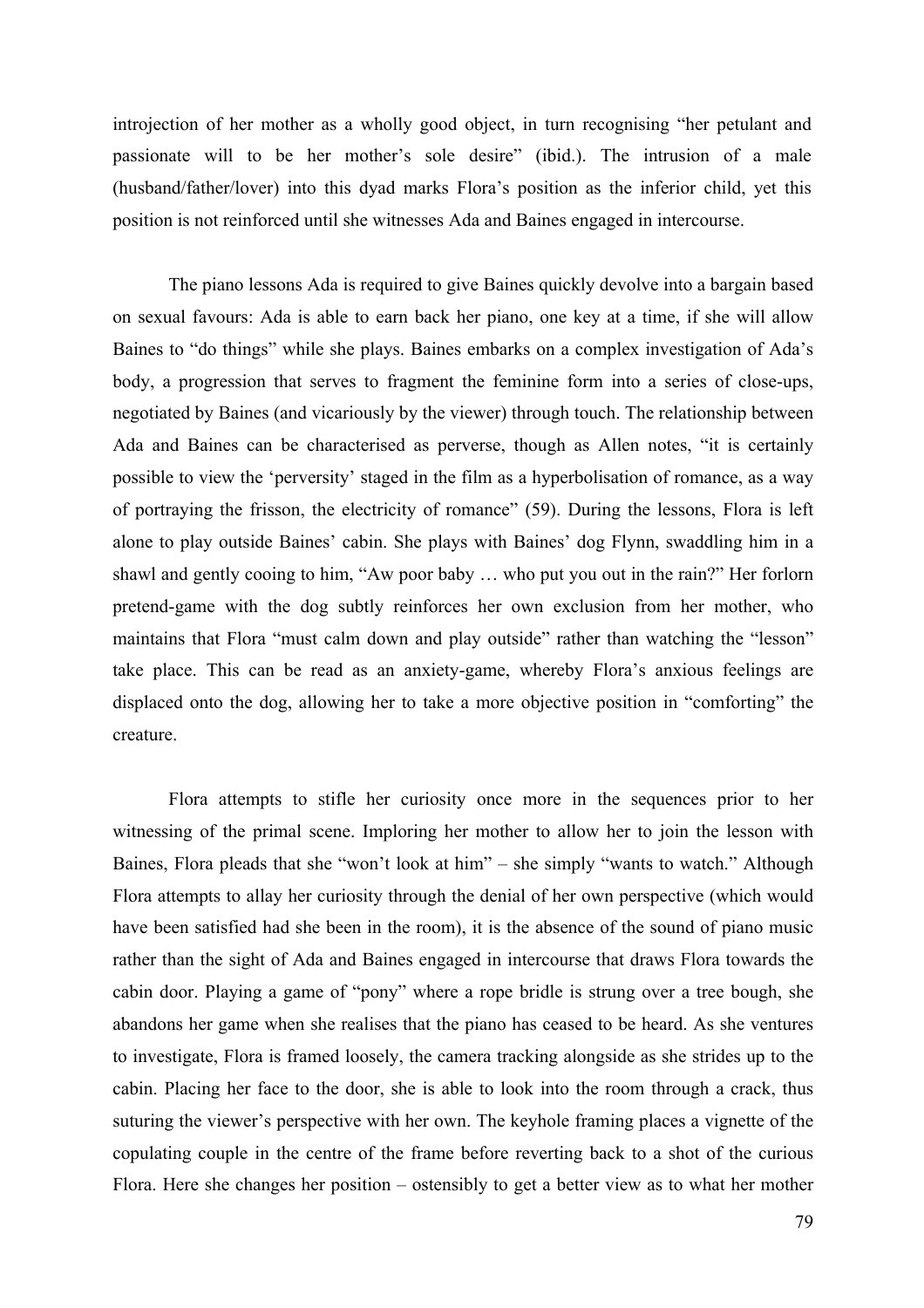introjection of her mother as a wholly good object, in turn recognising "her petulant and passionate will to be her mother's sole desire" (ibid.). The intrusion of a male (husband/father/lover) into this dyad marks Flora's position as the inferior child, yet this position is not reinforced until she witnesses Ada and Baines engaged in intercourse.

The piano lessons Ada is required to give Baines quickly devolve into a bargain based on sexual favours: Ada is able to earn back her piano, one key at a time, if she will allow Baines to "do things" while she plays. Baines embarks on a complex investigation of Ada's body, a progression that serves to fragment the feminine form into a series of close-ups, negotiated by Baines (and vicariously by the viewer) through touch. The relationship between Ada and Baines can be characterised as perverse, though as Allen notes, "it is certainly possible to view the 'perversity' staged in the film as a hyperbolisation of romance, as a way of portraying the frisson, the electricity of romance" (59). During the lessons, Flora is left alone to play outside Baines' cabin. She plays with Baines' dog Flynn, swaddling him in a shawl and gently cooing to him, "Aw poor baby … who put you out in the rain?" Her forlorn pretend-game with the dog subtly reinforces her own exclusion from her mother, who maintains that Flora "must calm down and play outside" rather than watching the "lesson" take place. This can be read as an anxiety-game, whereby Flora's anxious feelings are displaced onto the dog, allowing her to take a more objective position in "comforting" the creature.

Flora attempts to stifle her curiosity once more in the sequences prior to her witnessing of the primal scene. Imploring her mother to allow her to join the lesson with Baines, Flora pleads that she "won't look at him" – she simply "wants to watch." Although Flora attempts to allay her curiosity through the denial of her own perspective (which would have been satisfied had she been in the room), it is the absence of the sound of piano music rather than the sight of Ada and Baines engaged in intercourse that draws Flora towards the cabin door. Playing a game of "pony" where a rope bridle is strung over a tree bough, she abandons her game when she realises that the piano has ceased to be heard. As she ventures to investigate, Flora is framed loosely, the camera tracking alongside as she strides up to the cabin. Placing her face to the door, she is able to look into the room through a crack, thus suturing the viewer's perspective with her own. The keyhole framing places a vignette of the copulating couple in the centre of the frame before reverting back to a shot of the curious Flora. Here she changes her position – ostensibly to get a better view as to what her mother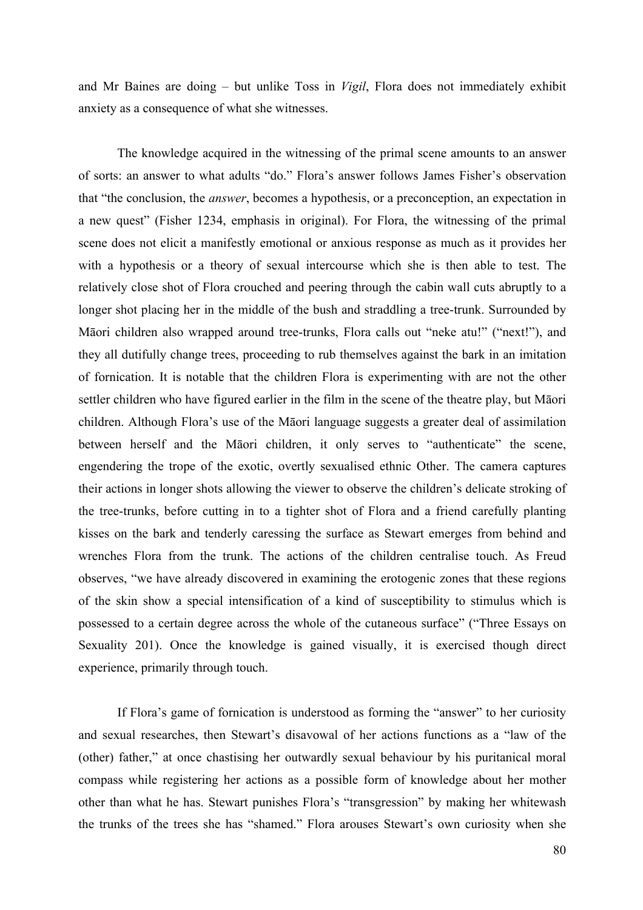and Mr Baines are doing – but unlike Toss in *Vigil*, Flora does not immediately exhibit anxiety as a consequence of what she witnesses.

The knowledge acquired in the witnessing of the primal scene amounts to an answer of sorts: an answer to what adults "do." Flora's answer follows James Fisher's observation that "the conclusion, the *answer*, becomes a hypothesis, or a preconception, an expectation in a new quest" (Fisher 1234, emphasis in original). For Flora, the witnessing of the primal scene does not elicit a manifestly emotional or anxious response as much as it provides her with a hypothesis or a theory of sexual intercourse which she is then able to test. The relatively close shot of Flora crouched and peering through the cabin wall cuts abruptly to a longer shot placing her in the middle of the bush and straddling a tree-trunk. Surrounded by Māori children also wrapped around tree-trunks, Flora calls out "neke atu!" ("next!"), and they all dutifully change trees, proceeding to rub themselves against the bark in an imitation of fornication. It is notable that the children Flora is experimenting with are not the other settler children who have figured earlier in the film in the scene of the theatre play, but Māori children. Although Flora's use of the Māori language suggests a greater deal of assimilation between herself and the Māori children, it only serves to "authenticate" the scene, engendering the trope of the exotic, overtly sexualised ethnic Other. The camera captures their actions in longer shots allowing the viewer to observe the children's delicate stroking of the tree-trunks, before cutting in to a tighter shot of Flora and a friend carefully planting kisses on the bark and tenderly caressing the surface as Stewart emerges from behind and wrenches Flora from the trunk. The actions of the children centralise touch. As Freud observes, "we have already discovered in examining the erotogenic zones that these regions of the skin show a special intensification of a kind of susceptibility to stimulus which is possessed to a certain degree across the whole of the cutaneous surface" ("Three Essays on Sexuality 201). Once the knowledge is gained visually, it is exercised though direct experience, primarily through touch.

If Flora's game of fornication is understood as forming the "answer" to her curiosity and sexual researches, then Stewart's disavowal of her actions functions as a "law of the (other) father," at once chastising her outwardly sexual behaviour by his puritanical moral compass while registering her actions as a possible form of knowledge about her mother other than what he has. Stewart punishes Flora's "transgression" by making her whitewash the trunks of the trees she has "shamed." Flora arouses Stewart's own curiosity when she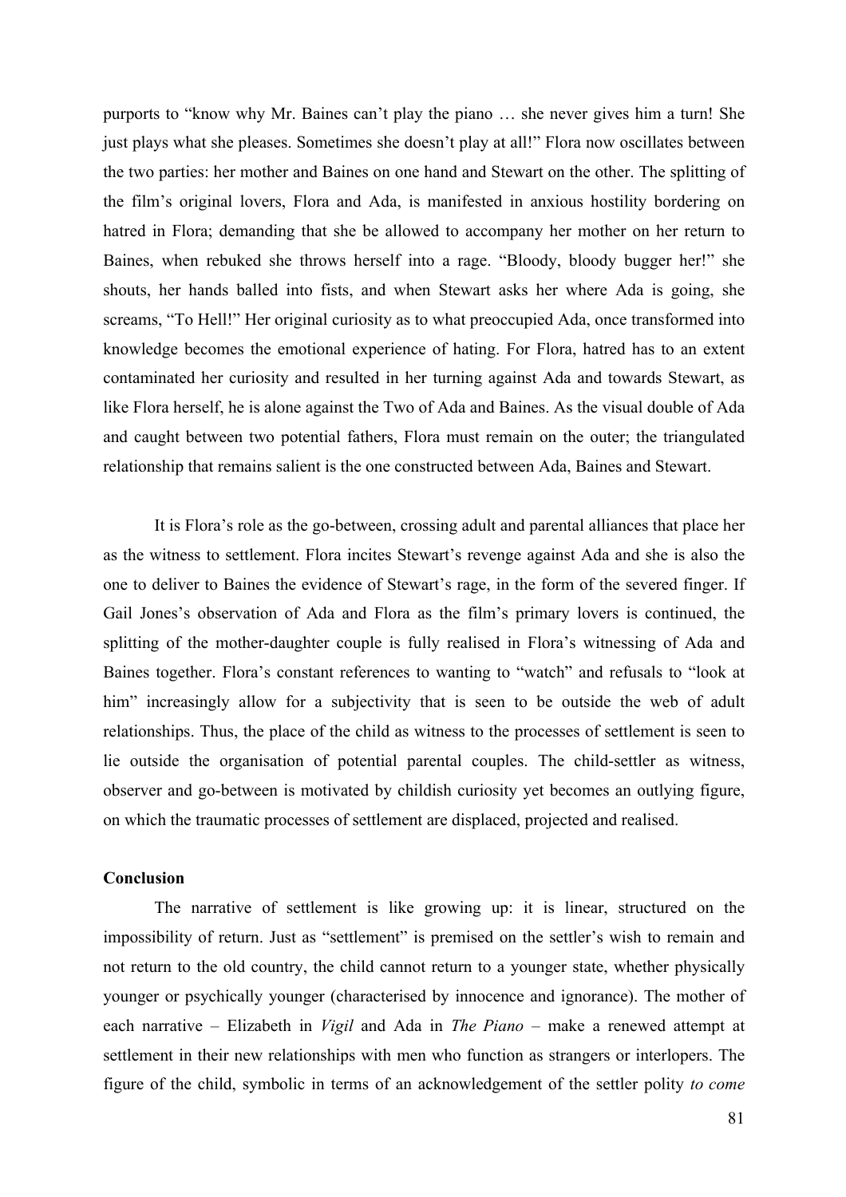purports to "know why Mr. Baines can't play the piano … she never gives him a turn! She just plays what she pleases. Sometimes she doesn't play at all!" Flora now oscillates between the two parties: her mother and Baines on one hand and Stewart on the other. The splitting of the film's original lovers, Flora and Ada, is manifested in anxious hostility bordering on hatred in Flora; demanding that she be allowed to accompany her mother on her return to Baines, when rebuked she throws herself into a rage. "Bloody, bloody bugger her!" she shouts, her hands balled into fists, and when Stewart asks her where Ada is going, she screams, "To Hell!" Her original curiosity as to what preoccupied Ada, once transformed into knowledge becomes the emotional experience of hating. For Flora, hatred has to an extent contaminated her curiosity and resulted in her turning against Ada and towards Stewart, as like Flora herself, he is alone against the Two of Ada and Baines. As the visual double of Ada and caught between two potential fathers, Flora must remain on the outer; the triangulated relationship that remains salient is the one constructed between Ada, Baines and Stewart.

It is Flora's role as the go-between, crossing adult and parental alliances that place her as the witness to settlement. Flora incites Stewart's revenge against Ada and she is also the one to deliver to Baines the evidence of Stewart's rage, in the form of the severed finger. If Gail Jones's observation of Ada and Flora as the film's primary lovers is continued, the splitting of the mother-daughter couple is fully realised in Flora's witnessing of Ada and Baines together. Flora's constant references to wanting to "watch" and refusals to "look at him" increasingly allow for a subjectivity that is seen to be outside the web of adult relationships. Thus, the place of the child as witness to the processes of settlement is seen to lie outside the organisation of potential parental couples. The child-settler as witness, observer and go-between is motivated by childish curiosity yet becomes an outlying figure, on which the traumatic processes of settlement are displaced, projected and realised.

**Conclusion**

The narrative of settlement is like growing up: it is linear, structured on the impossibility of return. Just as "settlement" is premised on the settler's wish to remain and not return to the old country, the child cannot return to a younger state, whether physically younger or psychically younger (characterised by innocence and ignorance). The mother of each narrative – Elizabeth in *Vigil* and Ada in *The Piano* – make a renewed attempt at settlement in their new relationships with men who function as strangers or interlopers. The figure of the child, symbolic in terms of an acknowledgement of the settler polity *to come*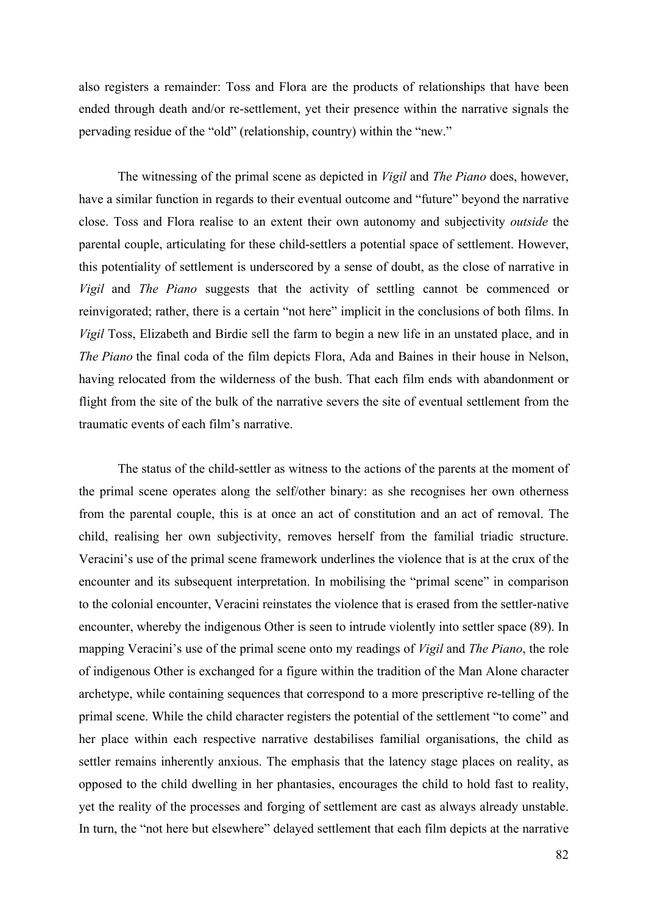also registers a remainder: Toss and Flora are the products of relationships that have been ended through death and/or re-settlement, yet their presence within the narrative signals the pervading residue of the "old" (relationship, country) within the "new."

The witnessing of the primal scene as depicted in *Vigil* and *The Piano* does, however, have a similar function in regards to their eventual outcome and "future" beyond the narrative close. Toss and Flora realise to an extent their own autonomy and subjectivity *outside* the parental couple, articulating for these child-settlers a potential space of settlement. However, this potentiality of settlement is underscored by a sense of doubt, as the close of narrative in *Vigil* and *The Piano* suggests that the activity of settling cannot be commenced or reinvigorated; rather, there is a certain "not here" implicit in the conclusions of both films. In *Vigil* Toss, Elizabeth and Birdie sell the farm to begin a new life in an unstated place, and in *The Piano* the final coda of the film depicts Flora, Ada and Baines in their house in Nelson, having relocated from the wilderness of the bush. That each film ends with abandonment or flight from the site of the bulk of the narrative severs the site of eventual settlement from the traumatic events of each film's narrative.

The status of the child-settler as witness to the actions of the parents at the moment of the primal scene operates along the self/other binary: as she recognises her own otherness from the parental couple, this is at once an act of constitution and an act of removal. The child, realising her own subjectivity, removes herself from the familial triadic structure. Veracini's use of the primal scene framework underlines the violence that is at the crux of the encounter and its subsequent interpretation. In mobilising the "primal scene" in comparison to the colonial encounter, Veracini reinstates the violence that is erased from the settler-native encounter, whereby the indigenous Other is seen to intrude violently into settler space (89). In mapping Veracini's use of the primal scene onto my readings of *Vigil* and *The Piano*, the role of indigenous Other is exchanged for a figure within the tradition of the Man Alone character archetype, while containing sequences that correspond to a more prescriptive re-telling of the primal scene. While the child character registers the potential of the settlement "to come" and her place within each respective narrative destabilises familial organisations, the child as settler remains inherently anxious. The emphasis that the latency stage places on reality, as opposed to the child dwelling in her phantasies, encourages the child to hold fast to reality, yet the reality of the processes and forging of settlement are cast as always already unstable. In turn, the "not here but elsewhere" delayed settlement that each film depicts at the narrative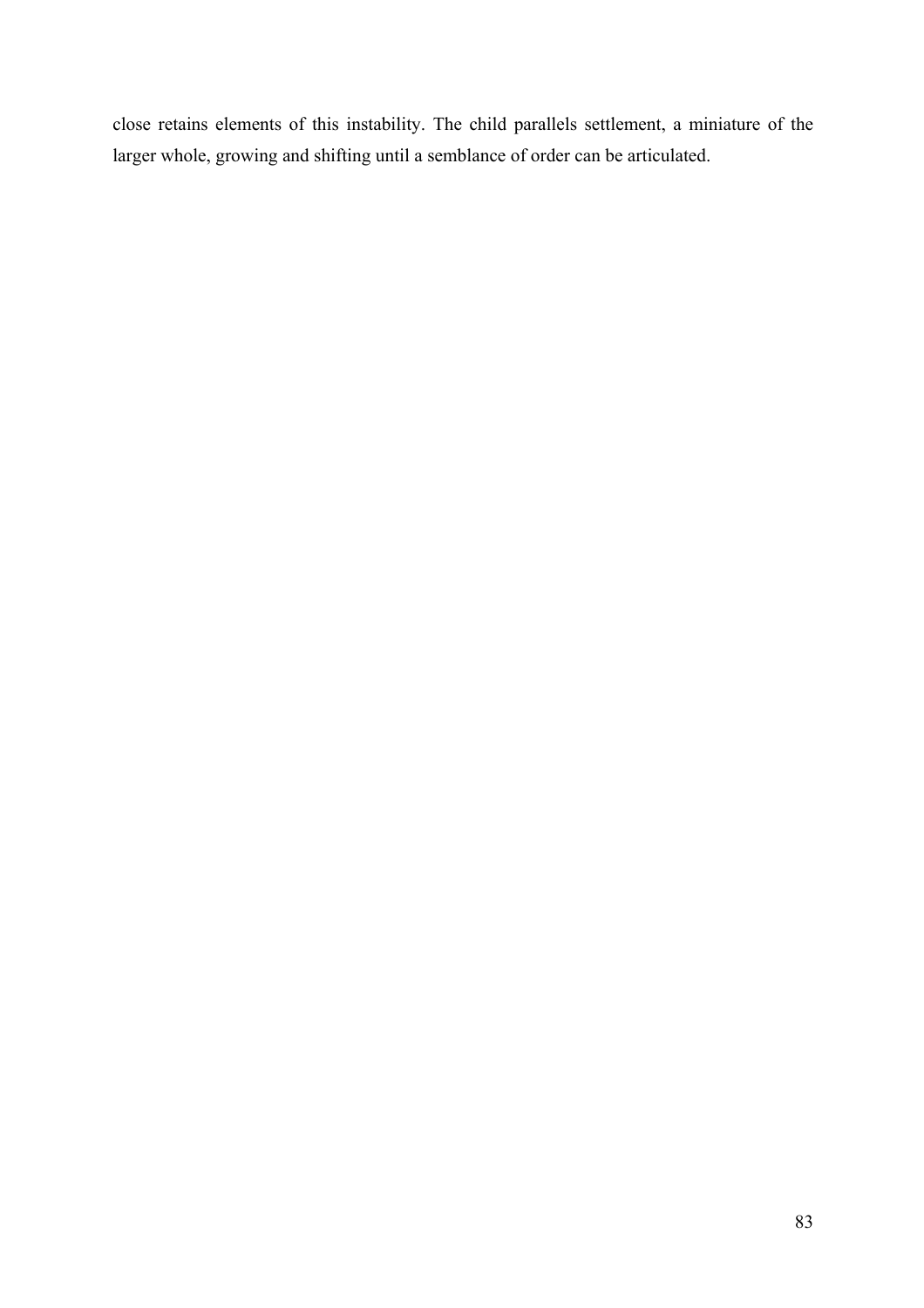close retains elements of this instability. The child parallels settlement, a miniature of the larger whole, growing and shifting until a semblance of order can be articulated.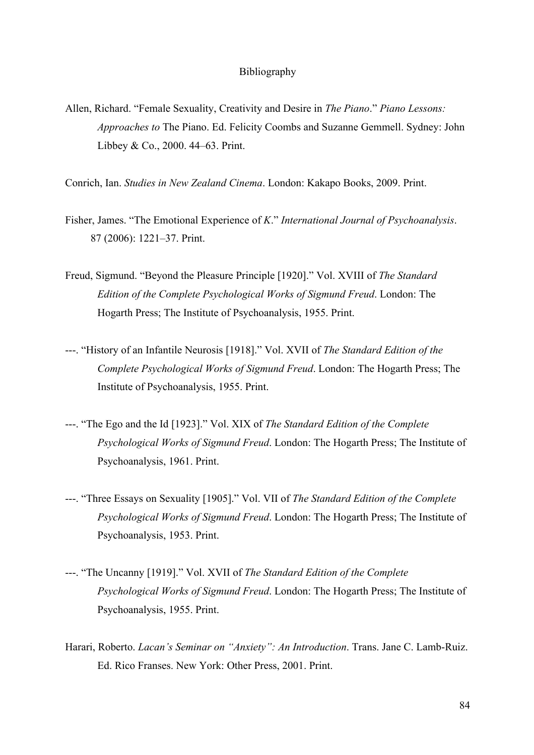# Bibliography

Allen, Richard. "Female Sexuality, Creativity and Desire in *The Piano*." *Piano Lessons: Approaches to* The Piano. Ed. Felicity Coombs and Suzanne Gemmell. Sydney: John Libbey & Co., 2000. 44–63. Print.

Conrich, Ian. *Studies in New Zealand Cinema*. London: Kakapo Books, 2009. Print.

Fisher, James. "The Emotional Experience of *K*." *International Journal of Psychoanalysis*. 87 (2006): 1221–37. Print.

Freud, Sigmund. "Beyond the Pleasure Principle [1920]." Vol. XVIII of *The Standard Edition of the Complete Psychological Works of Sigmund Freud*. London: The Hogarth Press; The Institute of Psychoanalysis, 1955. Print.

---. "History of an Infantile Neurosis [1918]." Vol. XVII of *The Standard Edition of the Complete Psychological Works of Sigmund Freud*. London: The Hogarth Press; The Institute of Psychoanalysis, 1955. Print.

---. "The Ego and the Id [1923]." Vol. XIX of *The Standard Edition of the Complete Psychological Works of Sigmund Freud*. London: The Hogarth Press; The Institute of Psychoanalysis, 1961. Print.

---. "Three Essays on Sexuality [1905]." Vol. VII of *The Standard Edition of the Complete Psychological Works of Sigmund Freud*. London: The Hogarth Press; The Institute of Psychoanalysis, 1953. Print.

---. "The Uncanny [1919]." Vol. XVII of *The Standard Edition of the Complete Psychological Works of Sigmund Freud*. London: The Hogarth Press; The Institute of Psychoanalysis, 1955. Print.

Harari, Roberto. *Lacan's Seminar on "Anxiety": An Introduction*. Trans. Jane C. Lamb-Ruiz. Ed. Rico Franses. New York: Other Press, 2001. Print.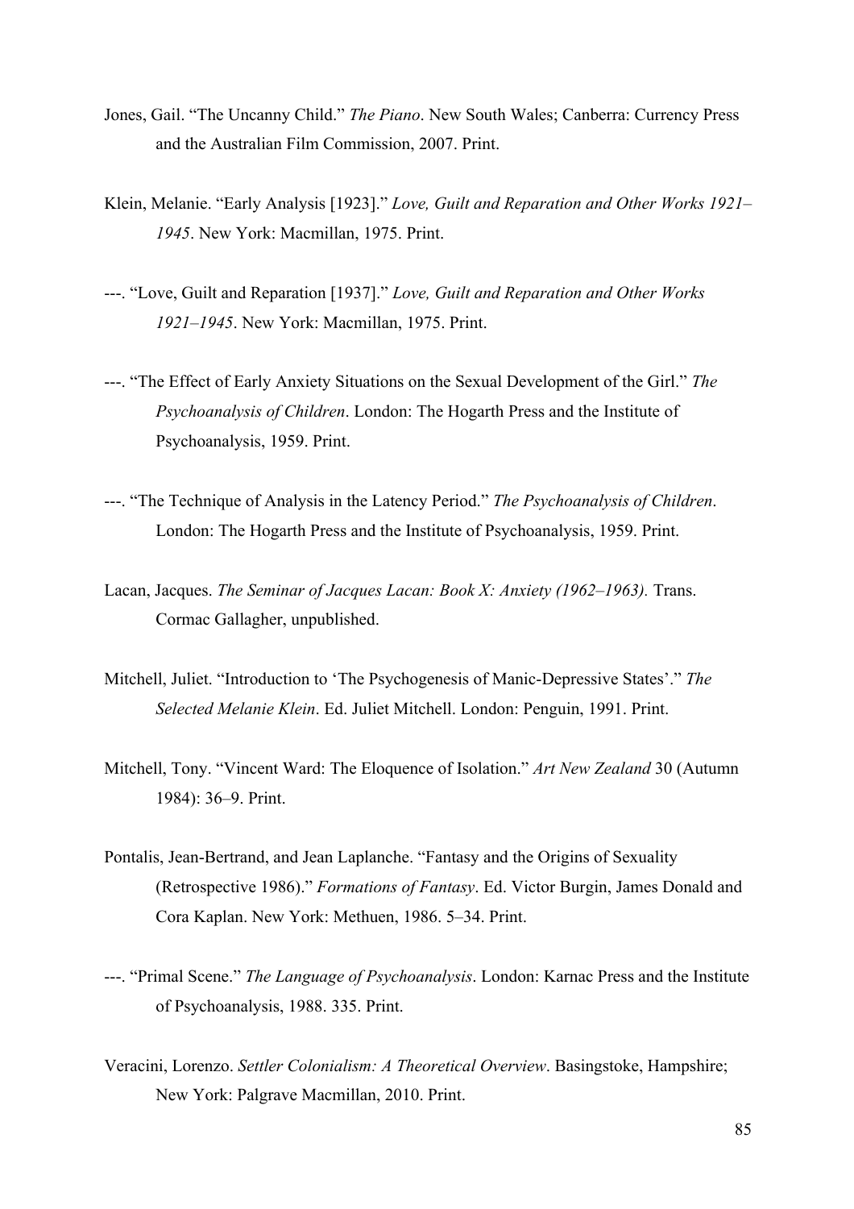Jones, Gail. "The Uncanny Child." *The Piano*. New South Wales; Canberra: Currency Press and the Australian Film Commission, 2007. Print.

Klein, Melanie. "Early Analysis [1923]." *Love, Guilt and Reparation and Other Works 1921–1945*. New York: Macmillan, 1975. Print.

---. "Love, Guilt and Reparation [1937]." *Love, Guilt and Reparation and Other Works 1921–1945*. New York: Macmillan, 1975. Print.

---. "The Effect of Early Anxiety Situations on the Sexual Development of the Girl." *The Psychoanalysis of Children*. London: The Hogarth Press and the Institute of Psychoanalysis, 1959. Print.

---. "The Technique of Analysis in the Latency Period." *The Psychoanalysis of Children*. London: The Hogarth Press and the Institute of Psychoanalysis, 1959. Print.

Lacan, Jacques. *The Seminar of Jacques Lacan: Book X: Anxiety (1962–1963).* Trans. Cormac Gallagher, unpublished.

Mitchell, Juliet. "Introduction to 'The Psychogenesis of Manic-Depressive States'." *The Selected Melanie Klein*. Ed. Juliet Mitchell. London: Penguin, 1991. Print.

Mitchell, Tony. "Vincent Ward: The Eloquence of Isolation." *Art New Zealand* 30 (Autumn 1984): 36–9. Print.

Pontalis, Jean-Bertrand, and Jean Laplanche. "Fantasy and the Origins of Sexuality (Retrospective 1986)." *Formations of Fantasy*. Ed. Victor Burgin, James Donald and Cora Kaplan. New York: Methuen, 1986. 5–34. Print.

---. "Primal Scene." *The Language of Psychoanalysis*. London: Karnac Press and the Institute of Psychoanalysis, 1988. 335. Print.

Veracini, Lorenzo. *Settler Colonialism: A Theoretical Overview*. Basingstoke, Hampshire; New York: Palgrave Macmillan, 2010. Print.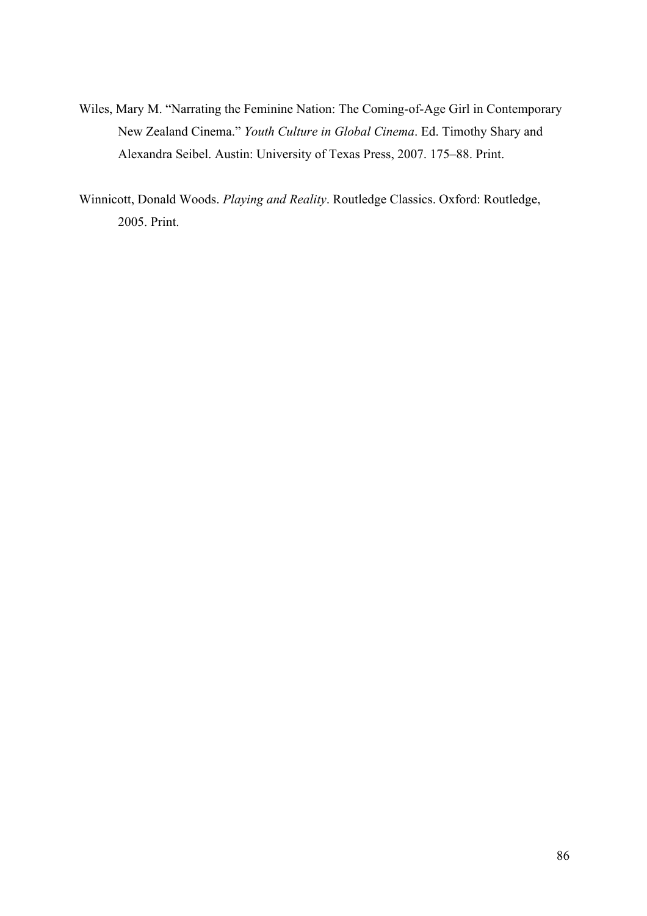Wiles, Mary M. "Narrating the Feminine Nation: The Coming-of-Age Girl in Contemporary New Zealand Cinema." *Youth Culture in Global Cinema*. Ed. Timothy Shary and Alexandra Seibel. Austin: University of Texas Press, 2007. 175–88. Print.

Winnicott, Donald Woods. *Playing and Reality*. Routledge Classics. Oxford: Routledge, 2005. Print.